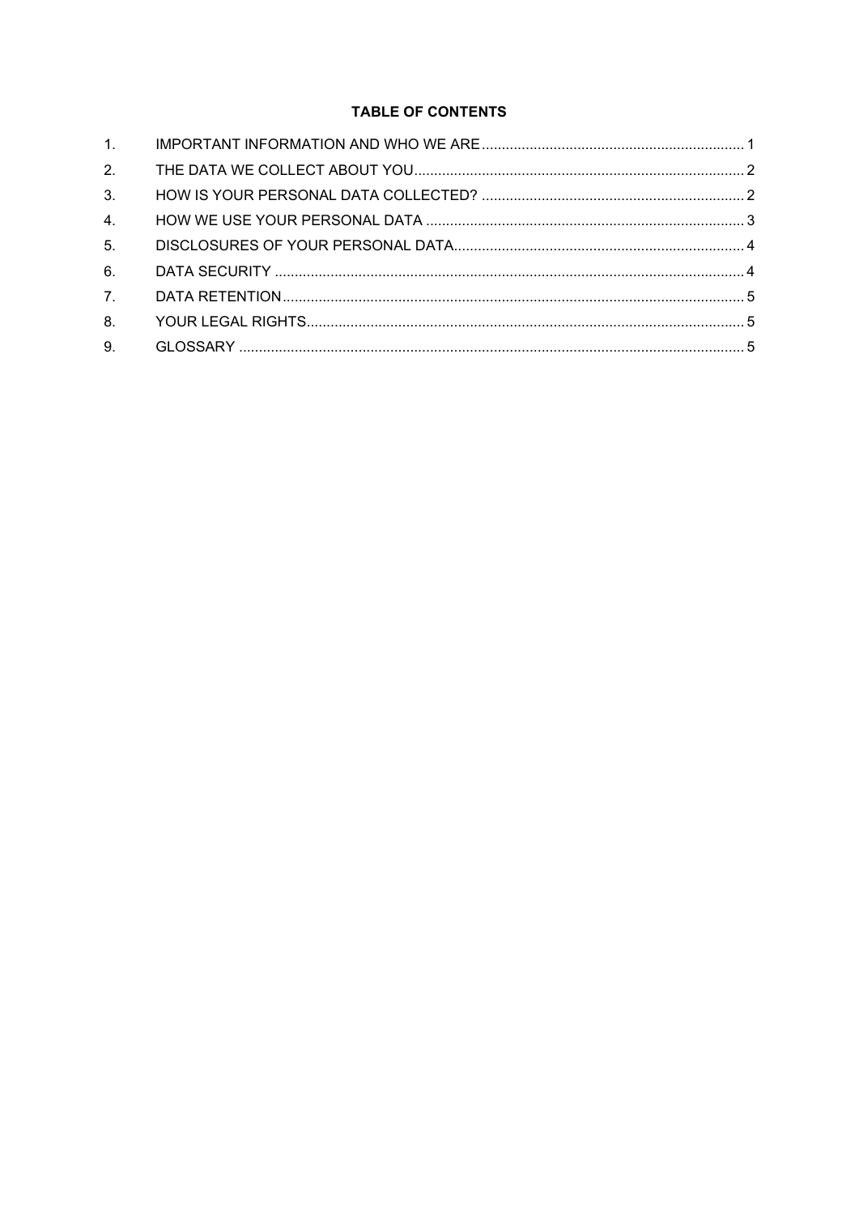**TABLE OF CONTENTS**

| | | |
|---|---|---|
| 1. | IMPORTANT INFORMATION AND WHO WE ARE | 1 |
| 2. | THE DATA WE COLLECT ABOUT YOU | 2 |
| 3. | HOW IS YOUR PERSONAL DATA COLLECTED? | 2 |
| 4. | HOW WE USE YOUR PERSONAL DATA | 3 |
| 5. | DISCLOSURES OF YOUR PERSONAL DATA | 4 |
| 6. | DATA SECURITY | 4 |
| 7. | DATA RETENTION | 5 |
| 8. | YOUR LEGAL RIGHTS | 5 |
| 9. | GLOSSARY | 5 |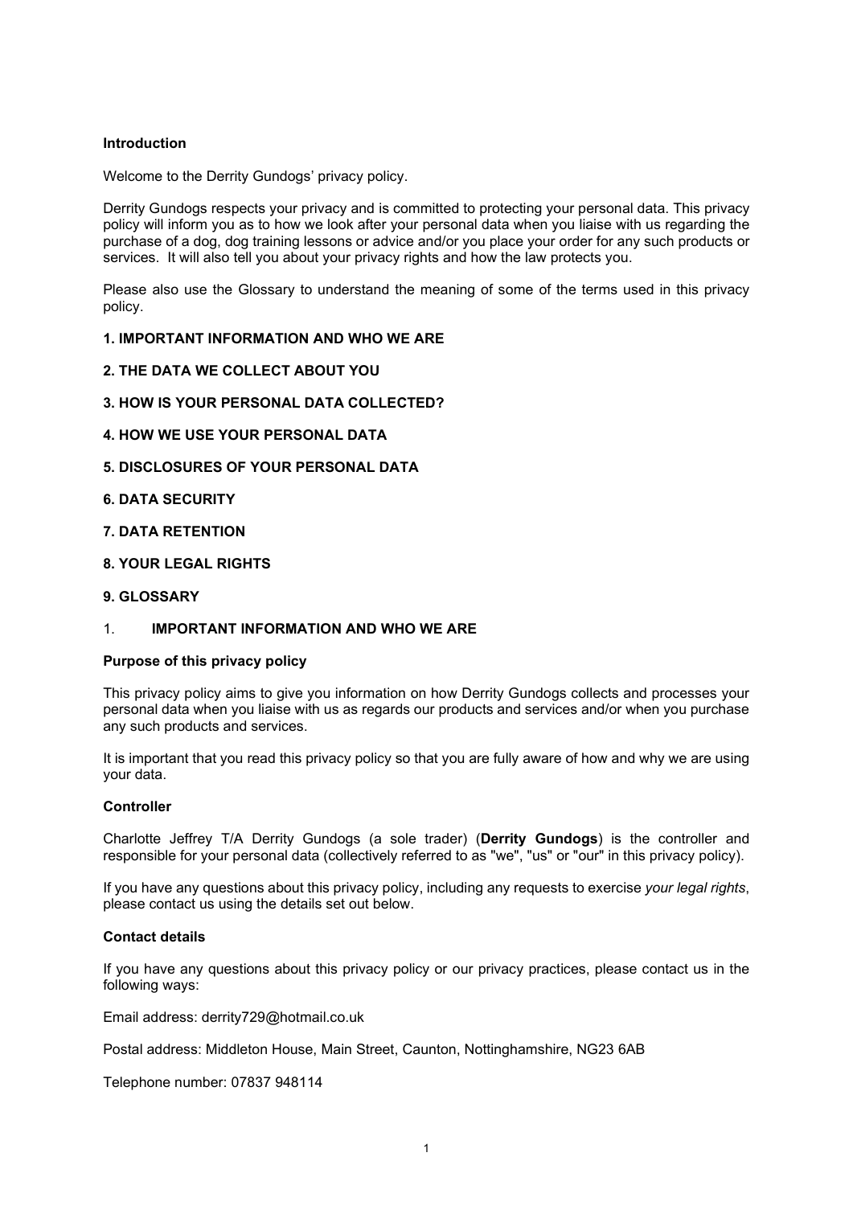**Introduction**

Welcome to the Derrity Gundogs' privacy policy.

Derrity Gundogs respects your privacy and is committed to protecting your personal data. This privacy policy will inform you as to how we look after your personal data when you liaise with us regarding the purchase of a dog, dog training lessons or advice and/or you place your order for any such products or services. It will also tell you about your privacy rights and how the law protects you.

Please also use the Glossary to understand the meaning of some of the terms used in this privacy policy.

**1. IMPORTANT INFORMATION AND WHO WE ARE**

**2. THE DATA WE COLLECT ABOUT YOU**

**3. HOW IS YOUR PERSONAL DATA COLLECTED?**

**4. HOW WE USE YOUR PERSONAL DATA**

**5. DISCLOSURES OF YOUR PERSONAL DATA**

**6. DATA SECURITY**

**7. DATA RETENTION**

**8. YOUR LEGAL RIGHTS**

**9. GLOSSARY**

## 1. IMPORTANT INFORMATION AND WHO WE ARE

**Purpose of this privacy policy**

This privacy policy aims to give you information on how Derrity Gundogs collects and processes your personal data when you liaise with us as regards our products and services and/or when you purchase any such products and services.

It is important that you read this privacy policy so that you are fully aware of how and why we are using your data.

**Controller**

Charlotte Jeffrey T/A Derrity Gundogs (a sole trader) (**Derrity Gundogs**) is the controller and responsible for your personal data (collectively referred to as "we", "us" or "our" in this privacy policy).

If you have any questions about this privacy policy, including any requests to exercise *your legal rights*, please contact us using the details set out below.

**Contact details**

If you have any questions about this privacy policy or our privacy practices, please contact us in the following ways:

Email address: derrity729@hotmail.co.uk

Postal address: Middleton House, Main Street, Caunton, Nottinghamshire, NG23 6AB

Telephone number: 07837 948114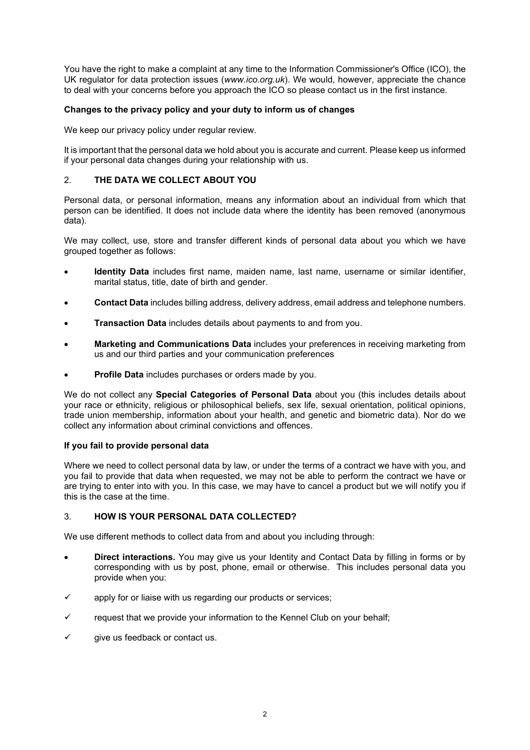You have the right to make a complaint at any time to the Information Commissioner's Office (ICO), the UK regulator for data protection issues (*www.ico.org.uk*). We would, however, appreciate the chance to deal with your concerns before you approach the ICO so please contact us in the first instance.

**Changes to the privacy policy and your duty to inform us of changes**

We keep our privacy policy under regular review.

It is important that the personal data we hold about you is accurate and current. Please keep us informed if your personal data changes during your relationship with us.

## 2. THE DATA WE COLLECT ABOUT YOU

Personal data, or personal information, means any information about an individual from which that person can be identified. It does not include data where the identity has been removed (anonymous data).

We may collect, use, store and transfer different kinds of personal data about you which we have grouped together as follows:

- **Identity Data** includes first name, maiden name, last name, username or similar identifier, marital status, title, date of birth and gender.
- **Contact Data** includes billing address, delivery address, email address and telephone numbers.
- **Transaction Data** includes details about payments to and from you.
- **Marketing and Communications Data** includes your preferences in receiving marketing from us and our third parties and your communication preferences
- **Profile Data** includes purchases or orders made by you.

We do not collect any **Special Categories of Personal Data** about you (this includes details about your race or ethnicity, religious or philosophical beliefs, sex life, sexual orientation, political opinions, trade union membership, information about your health, and genetic and biometric data). Nor do we collect any information about criminal convictions and offences.

**If you fail to provide personal data**

Where we need to collect personal data by law, or under the terms of a contract we have with you, and you fail to provide that data when requested, we may not be able to perform the contract we have or are trying to enter into with you. In this case, we may have to cancel a product but we will notify you if this is the case at the time.

## 3. HOW IS YOUR PERSONAL DATA COLLECTED?

We use different methods to collect data from and about you including through:

- **Direct interactions.** You may give us your Identity and Contact Data by filling in forms or by corresponding with us by post, phone, email or otherwise. This includes personal data you provide when you:

✓ apply for or liaise with us regarding our products or services;

✓ request that we provide your information to the Kennel Club on your behalf;

✓ give us feedback or contact us.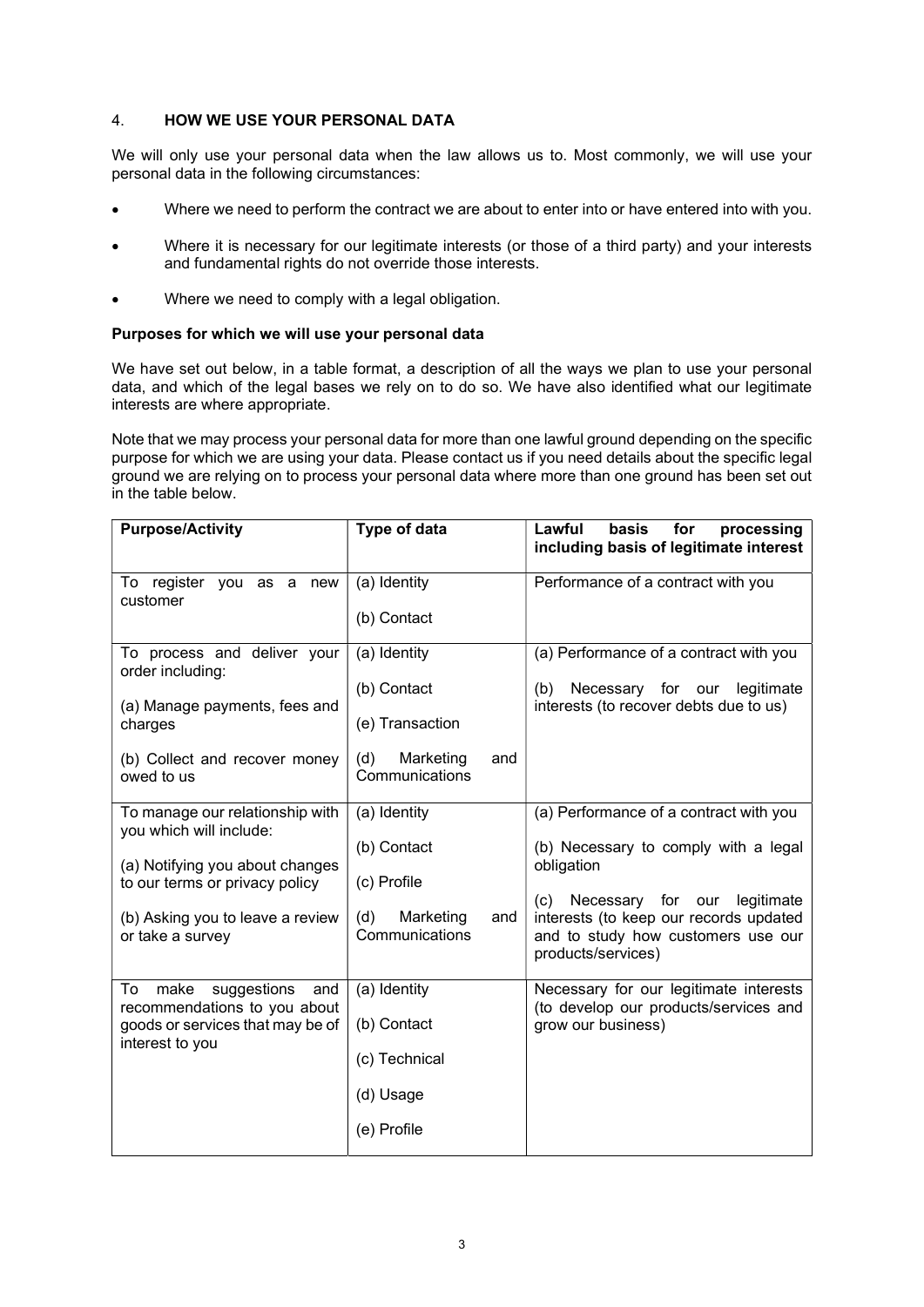## 4. HOW WE USE YOUR PERSONAL DATA

We will only use your personal data when the law allows us to. Most commonly, we will use your personal data in the following circumstances:

- Where we need to perform the contract we are about to enter into or have entered into with you.
- Where it is necessary for our legitimate interests (or those of a third party) and your interests and fundamental rights do not override those interests.
- Where we need to comply with a legal obligation.

**Purposes for which we will use your personal data**

We have set out below, in a table format, a description of all the ways we plan to use your personal data, and which of the legal bases we rely on to do so. We have also identified what our legitimate interests are where appropriate.

Note that we may process your personal data for more than one lawful ground depending on the specific purpose for which we are using your data. Please contact us if you need details about the specific legal ground we are relying on to process your personal data where more than one ground has been set out in the table below.

| Purpose/Activity | Type of data | Lawful basis for processing including basis of legitimate interest |
|---|---|---|
| To register you as a new customer | (a) Identity<br><br>(b) Contact | Performance of a contract with you |
| To process and deliver your order including:<br><br>(a) Manage payments, fees and charges<br><br>(b) Collect and recover money owed to us | (a) Identity<br><br>(b) Contact<br><br>(e) Transaction<br><br>(d) Marketing and Communications | (a) Performance of a contract with you<br><br>(b) Necessary for our legitimate interests (to recover debts due to us) |
| To manage our relationship with you which will include:<br><br>(a) Notifying you about changes to our terms or privacy policy<br><br>(b) Asking you to leave a review or take a survey | (a) Identity<br><br>(b) Contact<br><br>(c) Profile<br><br>(d) Marketing and Communications | (a) Performance of a contract with you<br><br>(b) Necessary to comply with a legal obligation<br><br>(c) Necessary for our legitimate interests (to keep our records updated and to study how customers use our products/services) |
| To make suggestions and recommendations to you about goods or services that may be of interest to you | (a) Identity<br><br>(b) Contact<br><br>(c) Technical<br><br>(d) Usage<br><br>(e) Profile | Necessary for our legitimate interests (to develop our products/services and grow our business) |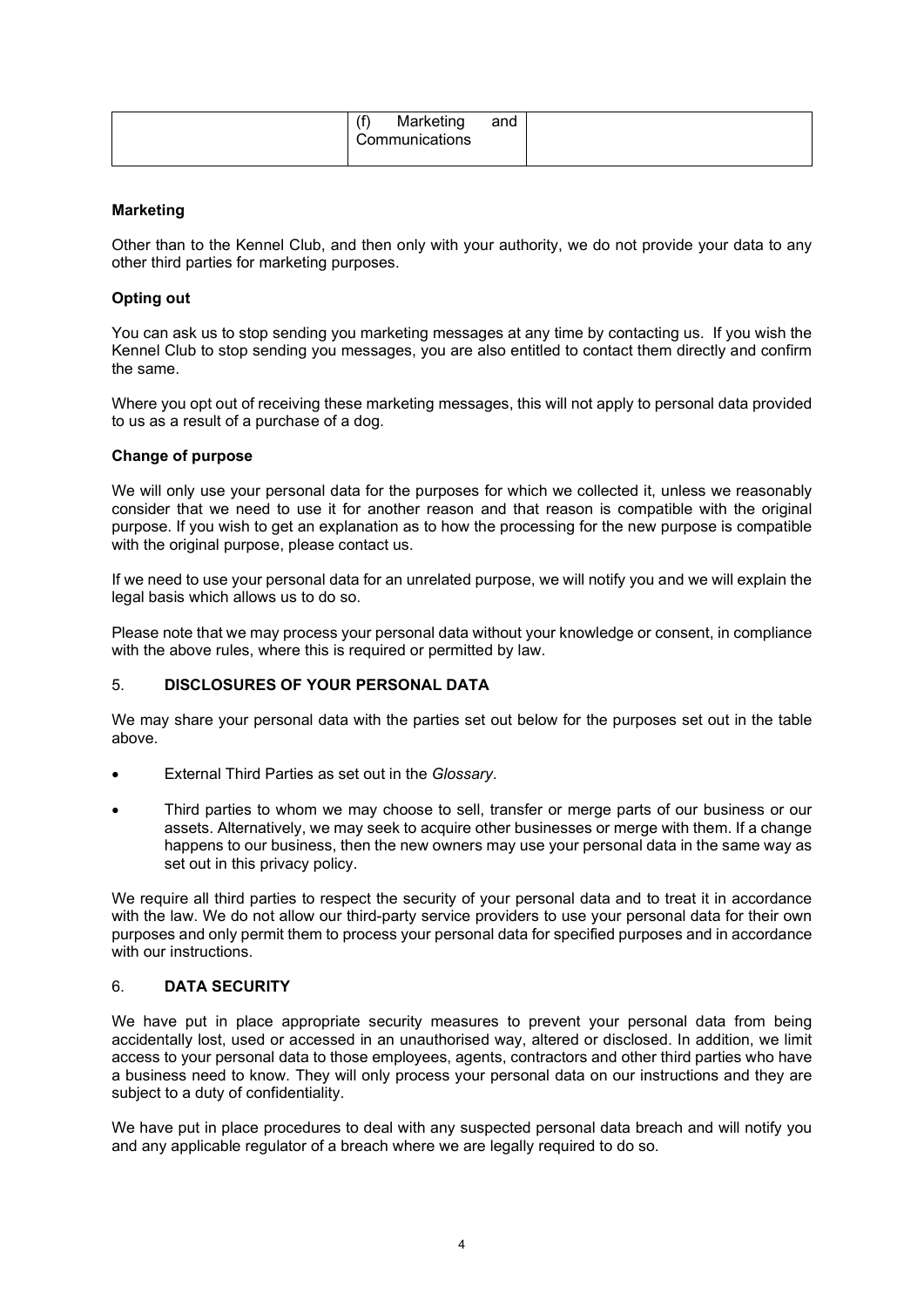| | (f) Marketing and Communications | |
|---|---|---|

**Marketing**

Other than to the Kennel Club, and then only with your authority, we do not provide your data to any other third parties for marketing purposes.

**Opting out**

You can ask us to stop sending you marketing messages at any time by contacting us. If you wish the Kennel Club to stop sending you messages, you are also entitled to contact them directly and confirm the same.

Where you opt out of receiving these marketing messages, this will not apply to personal data provided to us as a result of a purchase of a dog.

**Change of purpose**

We will only use your personal data for the purposes for which we collected it, unless we reasonably consider that we need to use it for another reason and that reason is compatible with the original purpose. If you wish to get an explanation as to how the processing for the new purpose is compatible with the original purpose, please contact us.

If we need to use your personal data for an unrelated purpose, we will notify you and we will explain the legal basis which allows us to do so.

Please note that we may process your personal data without your knowledge or consent, in compliance with the above rules, where this is required or permitted by law.

## 5. **DISCLOSURES OF YOUR PERSONAL DATA**

We may share your personal data with the parties set out below for the purposes set out in the table above.

- External Third Parties as set out in the *Glossary*.
- Third parties to whom we may choose to sell, transfer or merge parts of our business or our assets. Alternatively, we may seek to acquire other businesses or merge with them. If a change happens to our business, then the new owners may use your personal data in the same way as set out in this privacy policy.

We require all third parties to respect the security of your personal data and to treat it in accordance with the law. We do not allow our third-party service providers to use your personal data for their own purposes and only permit them to process your personal data for specified purposes and in accordance with our instructions.

## 6. **DATA SECURITY**

We have put in place appropriate security measures to prevent your personal data from being accidentally lost, used or accessed in an unauthorised way, altered or disclosed. In addition, we limit access to your personal data to those employees, agents, contractors and other third parties who have a business need to know. They will only process your personal data on our instructions and they are subject to a duty of confidentiality.

We have put in place procedures to deal with any suspected personal data breach and will notify you and any applicable regulator of a breach where we are legally required to do so.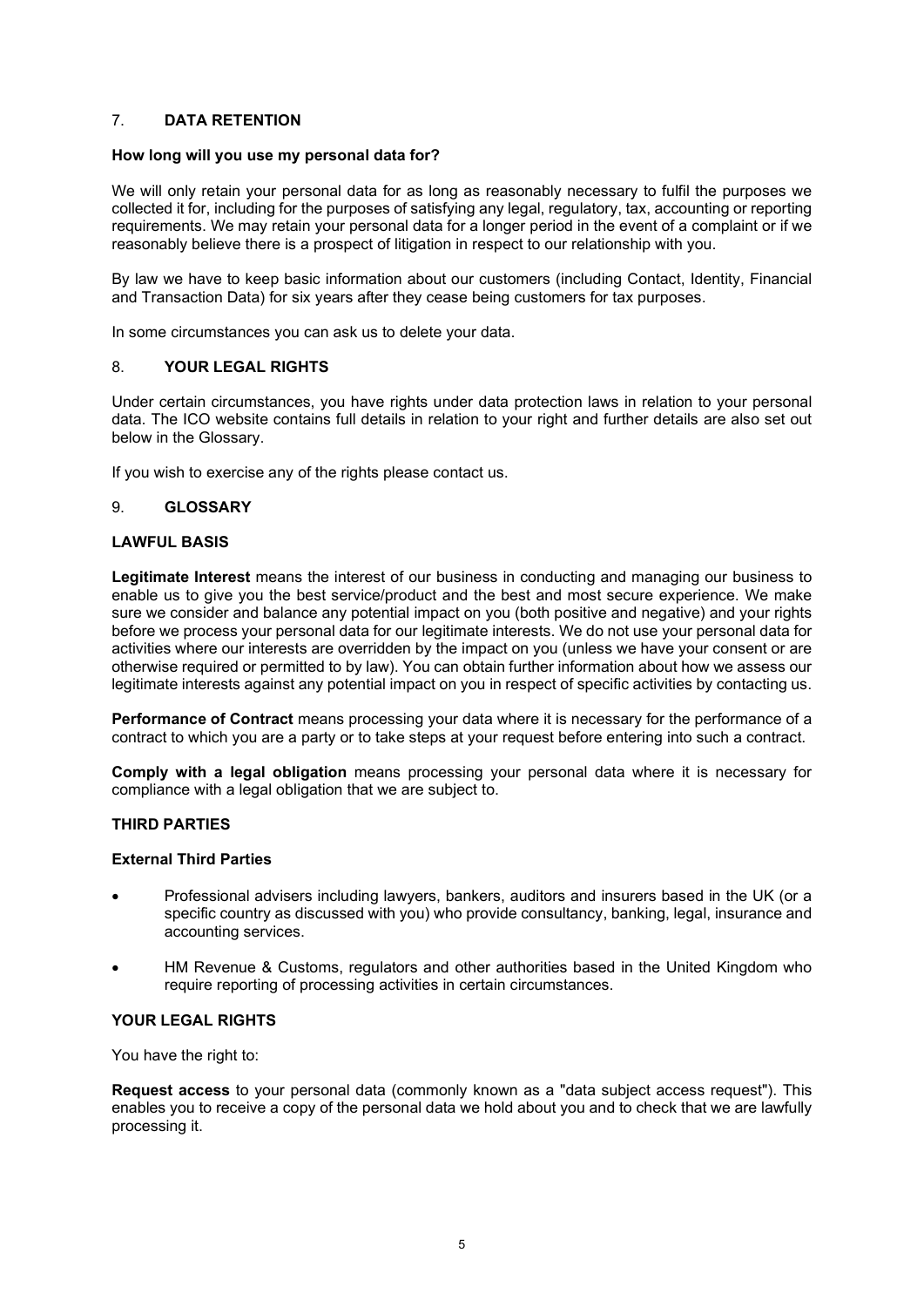## 7. DATA RETENTION

### How long will you use my personal data for?

We will only retain your personal data for as long as reasonably necessary to fulfil the purposes we collected it for, including for the purposes of satisfying any legal, regulatory, tax, accounting or reporting requirements. We may retain your personal data for a longer period in the event of a complaint or if we reasonably believe there is a prospect of litigation in respect to our relationship with you.

By law we have to keep basic information about our customers (including Contact, Identity, Financial and Transaction Data) for six years after they cease being customers for tax purposes.

In some circumstances you can ask us to delete your data.

## 8. YOUR LEGAL RIGHTS

Under certain circumstances, you have rights under data protection laws in relation to your personal data. The ICO website contains full details in relation to your right and further details are also set out below in the Glossary.

If you wish to exercise any of the rights please contact us.

## 9. GLOSSARY

### LAWFUL BASIS

**Legitimate Interest** means the interest of our business in conducting and managing our business to enable us to give you the best service/product and the best and most secure experience. We make sure we consider and balance any potential impact on you (both positive and negative) and your rights before we process your personal data for our legitimate interests. We do not use your personal data for activities where our interests are overridden by the impact on you (unless we have your consent or are otherwise required or permitted to by law). You can obtain further information about how we assess our legitimate interests against any potential impact on you in respect of specific activities by contacting us.

**Performance of Contract** means processing your data where it is necessary for the performance of a contract to which you are a party or to take steps at your request before entering into such a contract.

**Comply with a legal obligation** means processing your personal data where it is necessary for compliance with a legal obligation that we are subject to.

### THIRD PARTIES

#### External Third Parties

- Professional advisers including lawyers, bankers, auditors and insurers based in the UK (or a specific country as discussed with you) who provide consultancy, banking, legal, insurance and accounting services.
- HM Revenue & Customs, regulators and other authorities based in the United Kingdom who require reporting of processing activities in certain circumstances.

### YOUR LEGAL RIGHTS

You have the right to:

**Request access** to your personal data (commonly known as a "data subject access request"). This enables you to receive a copy of the personal data we hold about you and to check that we are lawfully processing it.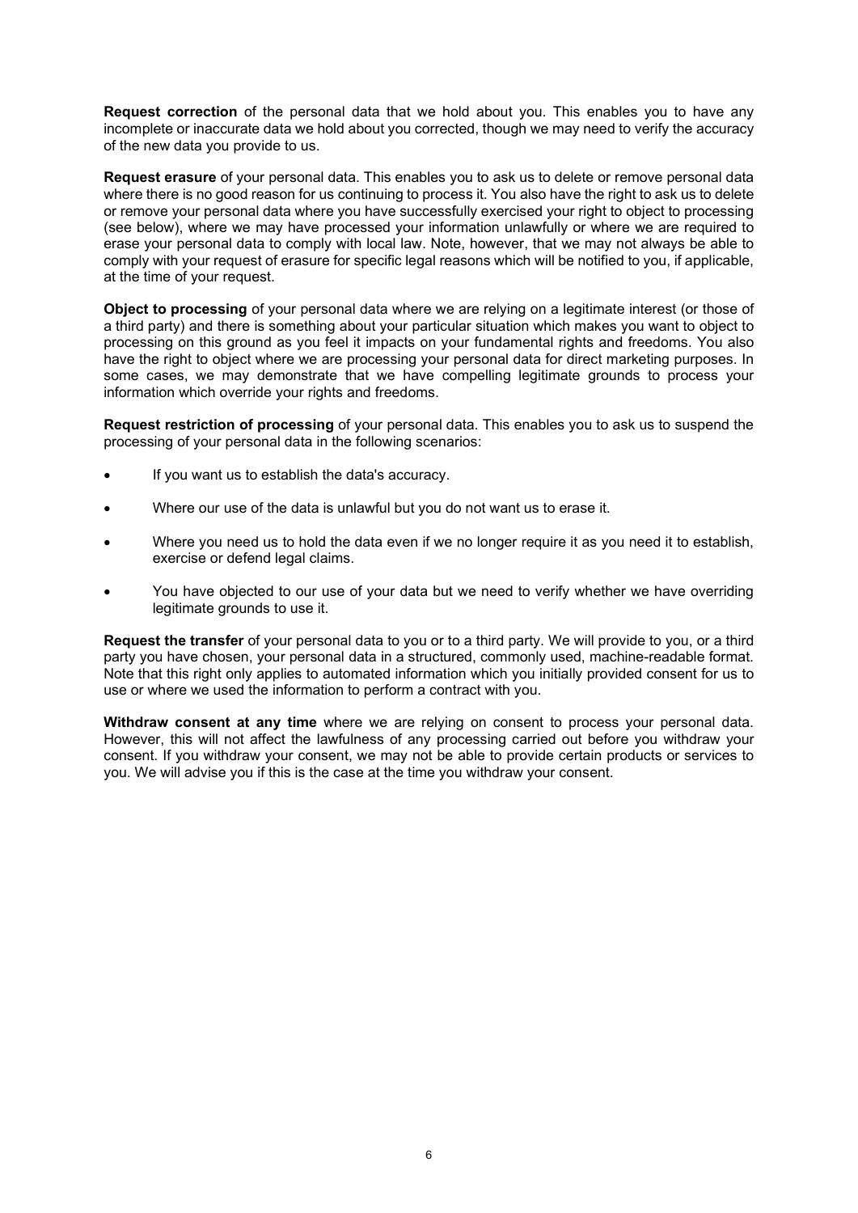**Request correction** of the personal data that we hold about you. This enables you to have any incomplete or inaccurate data we hold about you corrected, though we may need to verify the accuracy of the new data you provide to us.

**Request erasure** of your personal data. This enables you to ask us to delete or remove personal data where there is no good reason for us continuing to process it. You also have the right to ask us to delete or remove your personal data where you have successfully exercised your right to object to processing (see below), where we may have processed your information unlawfully or where we are required to erase your personal data to comply with local law. Note, however, that we may not always be able to comply with your request of erasure for specific legal reasons which will be notified to you, if applicable, at the time of your request.

**Object to processing** of your personal data where we are relying on a legitimate interest (or those of a third party) and there is something about your particular situation which makes you want to object to processing on this ground as you feel it impacts on your fundamental rights and freedoms. You also have the right to object where we are processing your personal data for direct marketing purposes. In some cases, we may demonstrate that we have compelling legitimate grounds to process your information which override your rights and freedoms.

**Request restriction of processing** of your personal data. This enables you to ask us to suspend the processing of your personal data in the following scenarios:

- If you want us to establish the data's accuracy.
- Where our use of the data is unlawful but you do not want us to erase it.
- Where you need us to hold the data even if we no longer require it as you need it to establish, exercise or defend legal claims.
- You have objected to our use of your data but we need to verify whether we have overriding legitimate grounds to use it.

**Request the transfer** of your personal data to you or to a third party. We will provide to you, or a third party you have chosen, your personal data in a structured, commonly used, machine-readable format. Note that this right only applies to automated information which you initially provided consent for us to use or where we used the information to perform a contract with you.

**Withdraw consent at any time** where we are relying on consent to process your personal data. However, this will not affect the lawfulness of any processing carried out before you withdraw your consent. If you withdraw your consent, we may not be able to provide certain products or services to you. We will advise you if this is the case at the time you withdraw your consent.